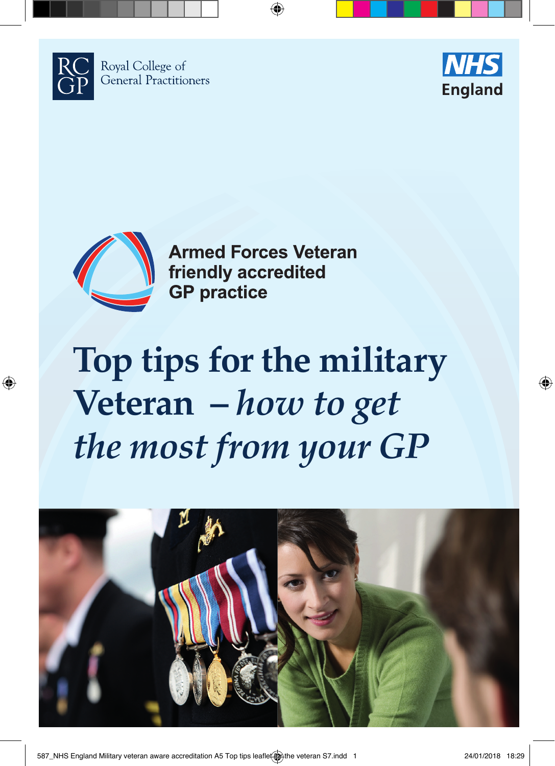Royal College of General Practitioners

NHS England

Armed Forces Veteran friendly accredited GP practice

# Top tips for the military Veteran – *how to get the most from your GP*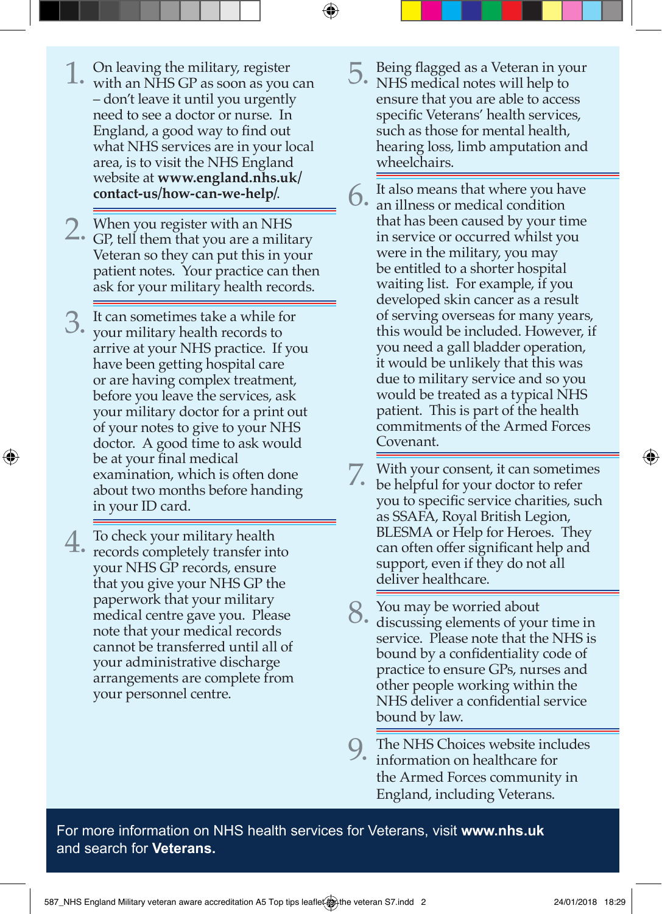1. On leaving the military, register with an NHS GP as soon as you can – don't leave it until you urgently need to see a doctor or nurse. In England, a good way to find out what NHS services are in your local area, is to visit the NHS England website at **www.england.nhs.uk/contact-us/how-can-we-help/**.

2. When you register with an NHS GP, tell them that you are a military Veteran so they can put this in your patient notes. Your practice can then ask for your military health records.

3. It can sometimes take a while for your military health records to arrive at your NHS practice. If you have been getting hospital care or are having complex treatment, before you leave the services, ask your military doctor for a print out of your notes to give to your NHS doctor. A good time to ask would be at your final medical examination, which is often done about two months before handing in your ID card.

4. To check your military health records completely transfer into your NHS GP records, ensure that you give your NHS GP the paperwork that your military medical centre gave you. Please note that your medical records cannot be transferred until all of your administrative discharge arrangements are complete from your personnel centre.

5. Being flagged as a Veteran in your NHS medical notes will help to ensure that you are able to access specific Veterans' health services, such as those for mental health, hearing loss, limb amputation and wheelchairs.

6. It also means that where you have an illness or medical condition that has been caused by your time in service or occurred whilst you were in the military, you may be entitled to a shorter hospital waiting list. For example, if you developed skin cancer as a result of serving overseas for many years, this would be included. However, if you need a gall bladder operation, it would be unlikely that this was due to military service and so you would be treated as a typical NHS patient. This is part of the health commitments of the Armed Forces Covenant.

7. With your consent, it can sometimes be helpful for your doctor to refer you to specific service charities, such as SSAFA, Royal British Legion, BLESMA or Help for Heroes. They can often offer significant help and support, even if they do not all deliver healthcare.

8. You may be worried about discussing elements of your time in service. Please note that the NHS is bound by a confidentiality code of practice to ensure GPs, nurses and other people working within the NHS deliver a confidential service bound by law.

9. The NHS Choices website includes information on healthcare for the Armed Forces community in England, including Veterans.

For more information on NHS health services for Veterans, visit **www.nhs.uk** and search for **Veterans.**